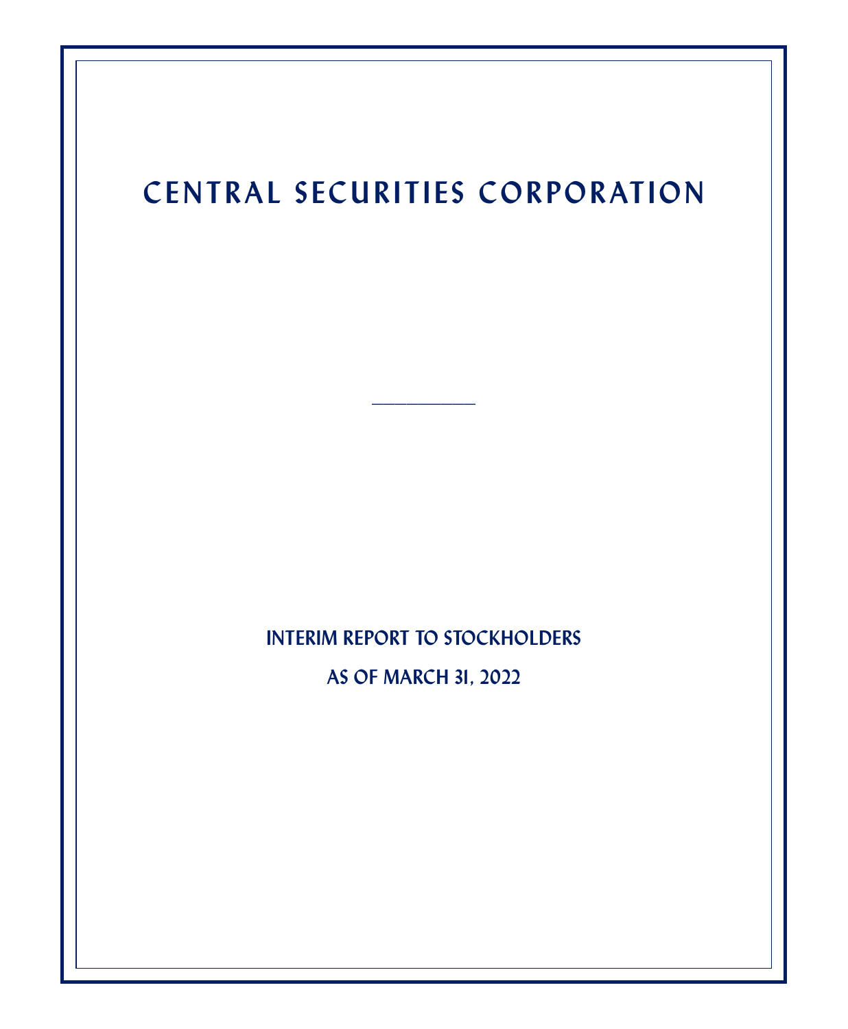# CENTRAL SECURITIES CORPORATION

---

## INTERIM REPORT TO STOCKHOLDERS

## AS OF MARCH 31, 2022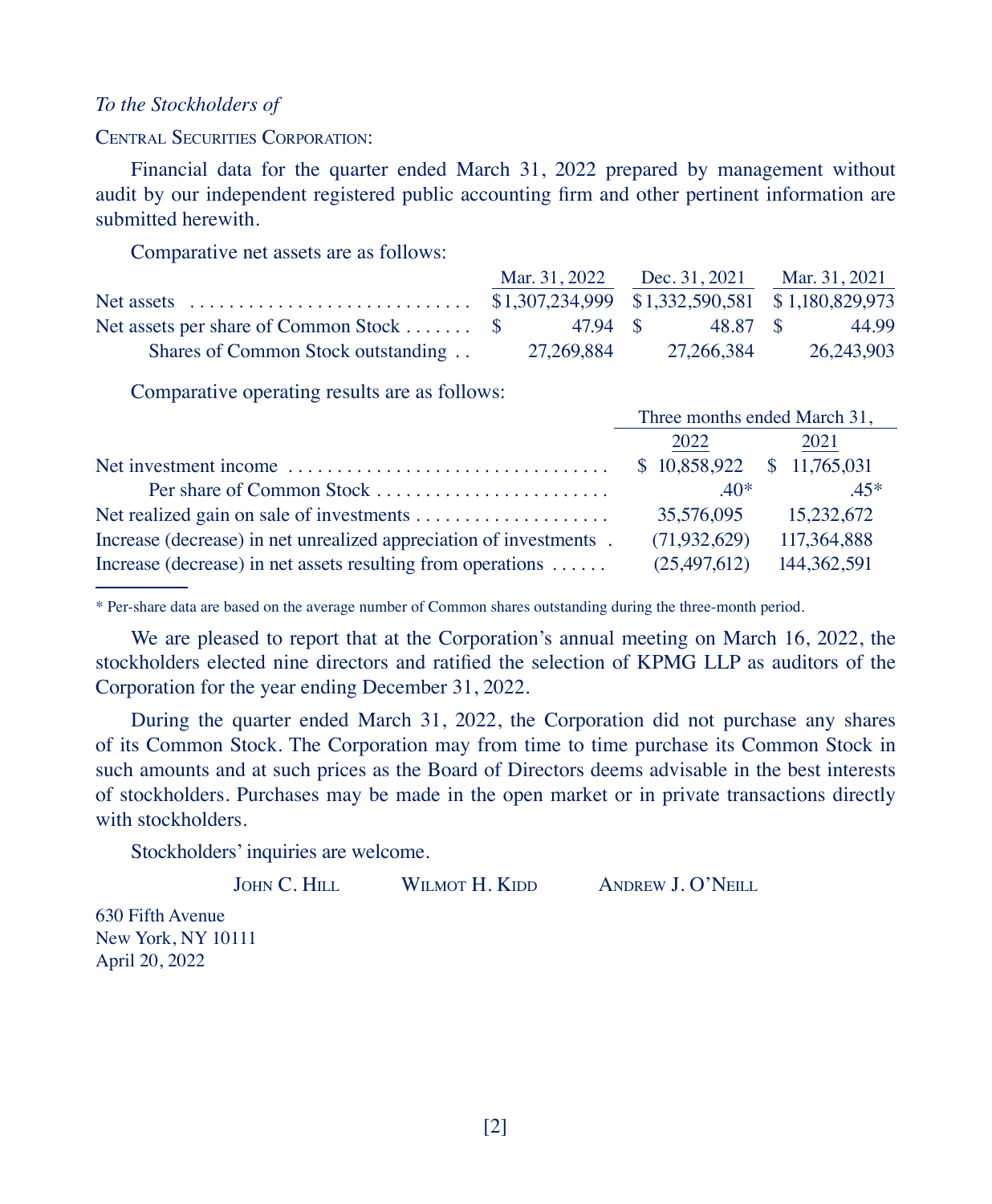*To the Stockholders of*

CENTRAL SECURITIES CORPORATION:

Financial data for the quarter ended March 31, 2022 prepared by management without audit by our independent registered public accounting firm and other pertinent information are submitted herewith.

Comparative net assets are as follows:

| | Mar. 31, 2022 | Dec. 31, 2021 | Mar. 31, 2021 |
|---|---|---|---|
| Net assets | $1,307,234,999 | $1,332,590,581 | $1,180,829,973 |
| Net assets per share of Common Stock | $ 47.94 | $ 48.87 | $ 44.99 |
| Shares of Common Stock outstanding | 27,269,884 | 27,266,384 | 26,243,903 |

Comparative operating results are as follows:

| | Three months ended March 31, | |
|---|---|---|
| | 2022 | 2021 |
| Net investment income | $ 10,858,922 | $ 11,765,031 |
| Per share of Common Stock | .40* | .45* |
| Net realized gain on sale of investments | 35,576,095 | 15,232,672 |
| Increase (decrease) in net unrealized appreciation of investments | (71,932,629) | 117,364,888 |
| Increase (decrease) in net assets resulting from operations | (25,497,612) | 144,362,591 |

\* Per-share data are based on the average number of Common shares outstanding during the three-month period.

We are pleased to report that at the Corporation's annual meeting on March 16, 2022, the stockholders elected nine directors and ratified the selection of KPMG LLP as auditors of the Corporation for the year ending December 31, 2022.

During the quarter ended March 31, 2022, the Corporation did not purchase any shares of its Common Stock. The Corporation may from time to time purchase its Common Stock in such amounts and at such prices as the Board of Directors deems advisable in the best interests of stockholders. Purchases may be made in the open market or in private transactions directly with stockholders.

Stockholders' inquiries are welcome.

JOHN C. HILL    WILMOT H. KIDD    ANDREW J. O'NEILL

630 Fifth Avenue
New York, NY 10111
April 20, 2022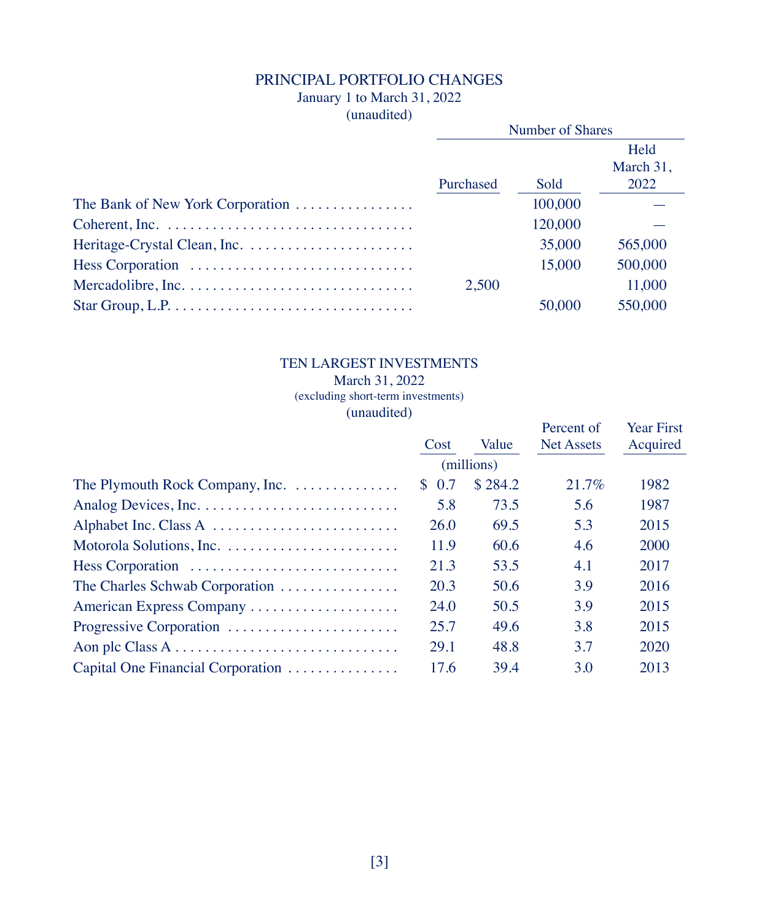## PRINCIPAL PORTFOLIO CHANGES

January 1 to March 31, 2022

(unaudited)

| | Number of Shares | | |
|---|---|---|---|
| | Purchased | Sold | Held March 31, 2022 |
| The Bank of New York Corporation | | 100,000 | — |
| Coherent, Inc. | | 120,000 | — |
| Heritage-Crystal Clean, Inc. | | 35,000 | 565,000 |
| Hess Corporation | | 15,000 | 500,000 |
| Mercadolibre, Inc. | 2,500 | | 11,000 |
| Star Group, L.P. | | 50,000 | 550,000 |

## TEN LARGEST INVESTMENTS

March 31, 2022

(excluding short-term investments)

(unaudited)

| | Cost | Value | Percent of Net Assets | Year First Acquired |
|---|---|---|---|---|
| | (millions) | | | |
| The Plymouth Rock Company, Inc. | $ 0.7 | $ 284.2 | 21.7% | 1982 |
| Analog Devices, Inc. | 5.8 | 73.5 | 5.6 | 1987 |
| Alphabet Inc. Class A | 26.0 | 69.5 | 5.3 | 2015 |
| Motorola Solutions, Inc. | 11.9 | 60.6 | 4.6 | 2000 |
| Hess Corporation | 21.3 | 53.5 | 4.1 | 2017 |
| The Charles Schwab Corporation | 20.3 | 50.6 | 3.9 | 2016 |
| American Express Company | 24.0 | 50.5 | 3.9 | 2015 |
| Progressive Corporation | 25.7 | 49.6 | 3.8 | 2015 |
| Aon plc Class A | 29.1 | 48.8 | 3.7 | 2020 |
| Capital One Financial Corporation | 17.6 | 39.4 | 3.0 | 2013 |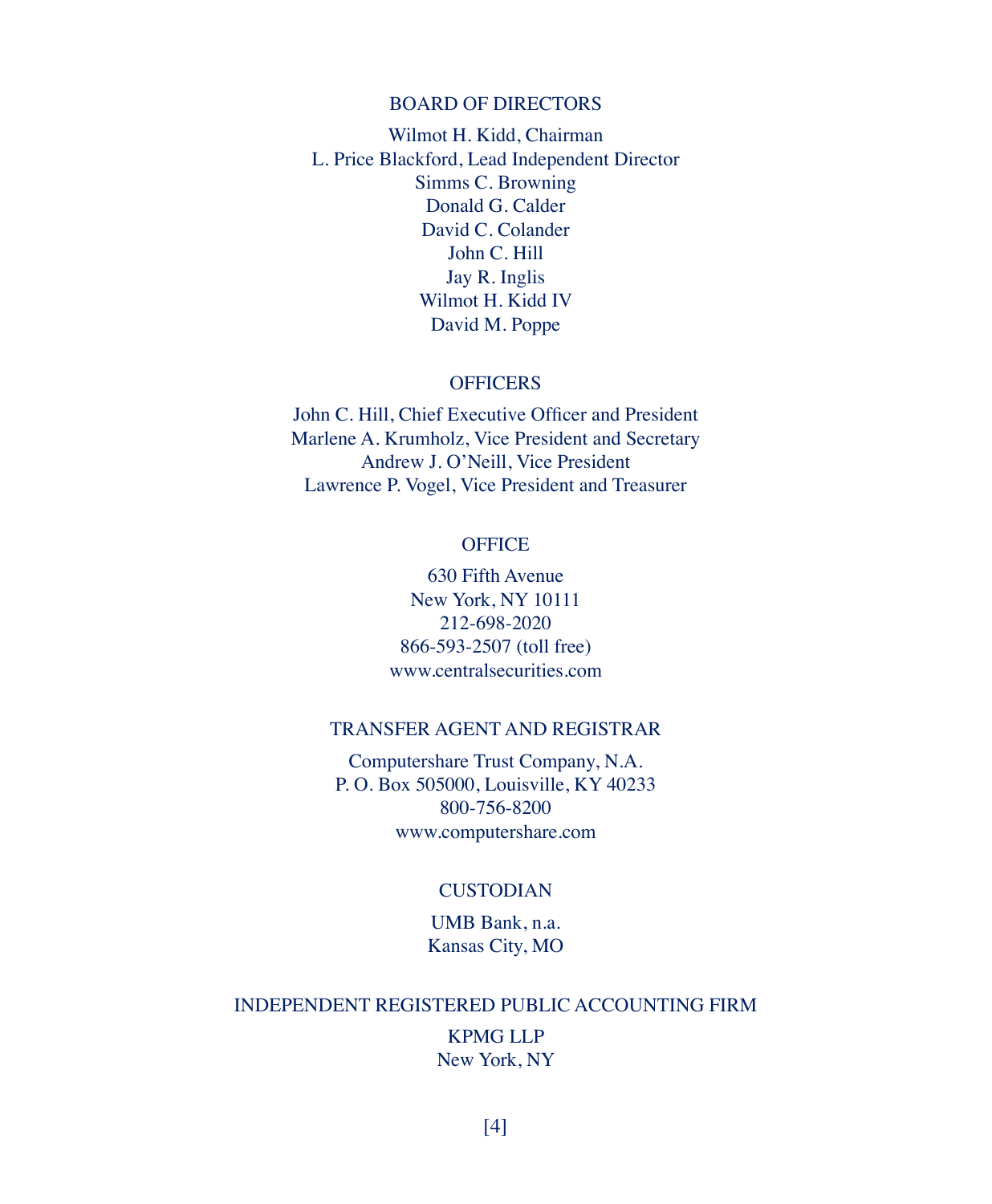## BOARD OF DIRECTORS

Wilmot H. Kidd, Chairman
L. Price Blackford, Lead Independent Director
Simms C. Browning
Donald G. Calder
David C. Colander
John C. Hill
Jay R. Inglis
Wilmot H. Kidd IV
David M. Poppe

## OFFICERS

John C. Hill, Chief Executive Officer and President
Marlene A. Krumholz, Vice President and Secretary
Andrew J. O'Neill, Vice President
Lawrence P. Vogel, Vice President and Treasurer

## OFFICE

630 Fifth Avenue
New York, NY 10111
212-698-2020
866-593-2507 (toll free)
www.centralsecurities.com

## TRANSFER AGENT AND REGISTRAR

Computershare Trust Company, N.A.
P. O. Box 505000, Louisville, KY 40233
800-756-8200
www.computershare.com

## CUSTODIAN

UMB Bank, n.a.
Kansas City, MO

## INDEPENDENT REGISTERED PUBLIC ACCOUNTING FIRM

KPMG LLP
New York, NY